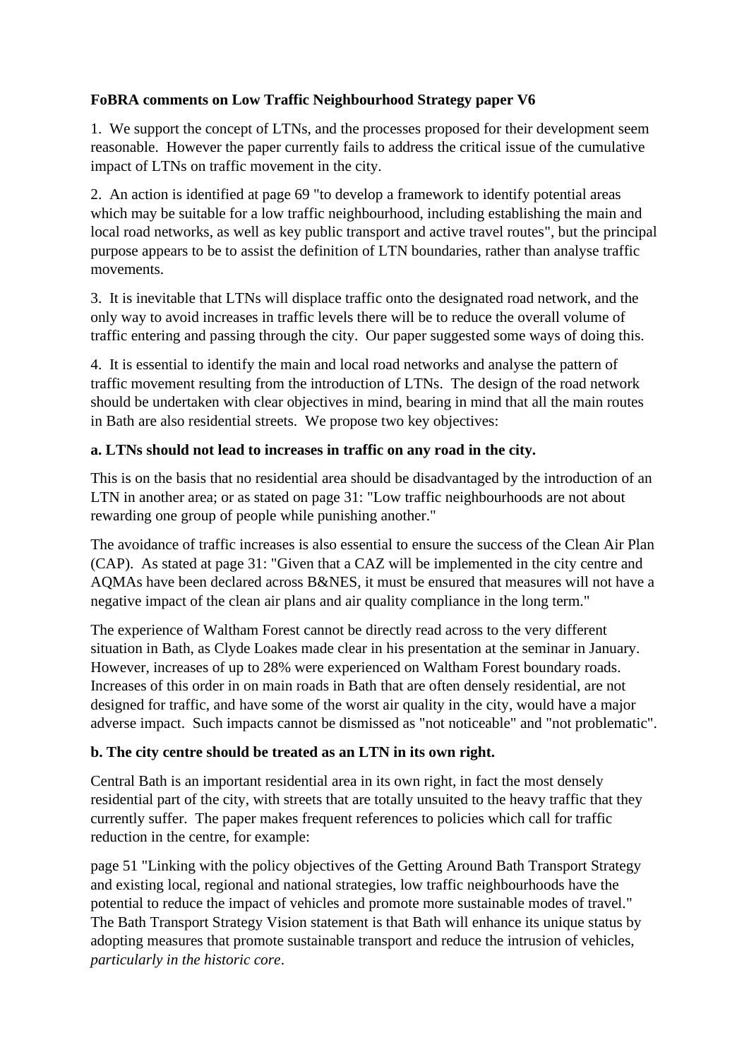**FoBRA comments on Low Traffic Neighbourhood Strategy paper V6**

1. We support the concept of LTNs, and the processes proposed for their development seem reasonable. However the paper currently fails to address the critical issue of the cumulative impact of LTNs on traffic movement in the city.

2. An action is identified at page 69 "to develop a framework to identify potential areas which may be suitable for a low traffic neighbourhood, including establishing the main and local road networks, as well as key public transport and active travel routes", but the principal purpose appears to be to assist the definition of LTN boundaries, rather than analyse traffic movements.

3. It is inevitable that LTNs will displace traffic onto the designated road network, and the only way to avoid increases in traffic levels there will be to reduce the overall volume of traffic entering and passing through the city. Our paper suggested some ways of doing this.

4. It is essential to identify the main and local road networks and analyse the pattern of traffic movement resulting from the introduction of LTNs. The design of the road network should be undertaken with clear objectives in mind, bearing in mind that all the main routes in Bath are also residential streets. We propose two key objectives:

**a. LTNs should not lead to increases in traffic on any road in the city.**

This is on the basis that no residential area should be disadvantaged by the introduction of an LTN in another area; or as stated on page 31: "Low traffic neighbourhoods are not about rewarding one group of people while punishing another."

The avoidance of traffic increases is also essential to ensure the success of the Clean Air Plan (CAP). As stated at page 31: "Given that a CAZ will be implemented in the city centre and AQMAs have been declared across B&NES, it must be ensured that measures will not have a negative impact of the clean air plans and air quality compliance in the long term."

The experience of Waltham Forest cannot be directly read across to the very different situation in Bath, as Clyde Loakes made clear in his presentation at the seminar in January. However, increases of up to 28% were experienced on Waltham Forest boundary roads. Increases of this order in on main roads in Bath that are often densely residential, are not designed for traffic, and have some of the worst air quality in the city, would have a major adverse impact. Such impacts cannot be dismissed as "not noticeable" and "not problematic".

**b. The city centre should be treated as an LTN in its own right.**

Central Bath is an important residential area in its own right, in fact the most densely residential part of the city, with streets that are totally unsuited to the heavy traffic that they currently suffer. The paper makes frequent references to policies which call for traffic reduction in the centre, for example:

page 51 "Linking with the policy objectives of the Getting Around Bath Transport Strategy and existing local, regional and national strategies, low traffic neighbourhoods have the potential to reduce the impact of vehicles and promote more sustainable modes of travel." The Bath Transport Strategy Vision statement is that Bath will enhance its unique status by adopting measures that promote sustainable transport and reduce the intrusion of vehicles, *particularly in the historic core*.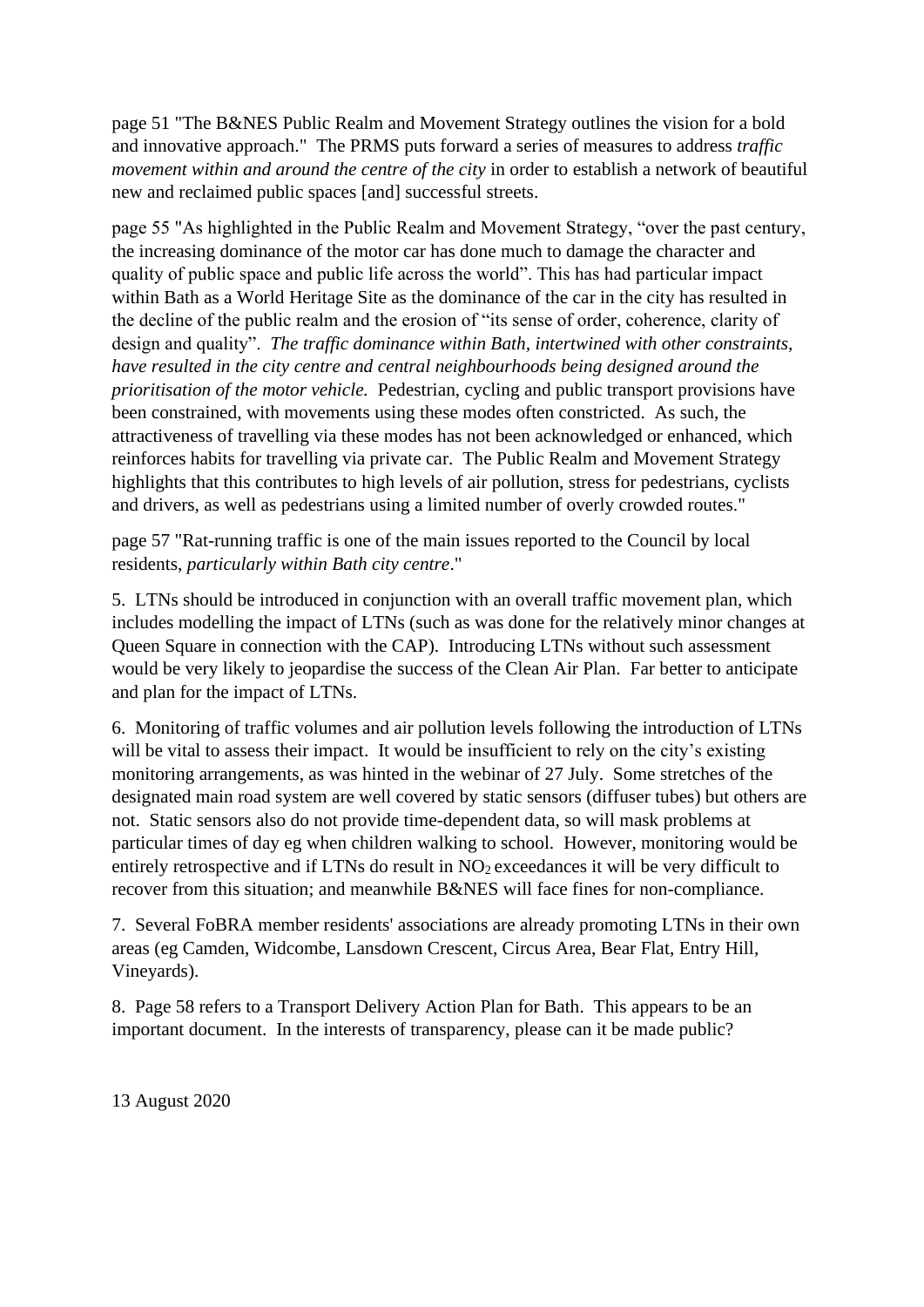page 51 "The B&NES Public Realm and Movement Strategy outlines the vision for a bold and innovative approach." The PRMS puts forward a series of measures to address *traffic movement within and around the centre of the city* in order to establish a network of beautiful new and reclaimed public spaces [and] successful streets.

page 55 "As highlighted in the Public Realm and Movement Strategy, "over the past century, the increasing dominance of the motor car has done much to damage the character and quality of public space and public life across the world". This has had particular impact within Bath as a World Heritage Site as the dominance of the car in the city has resulted in the decline of the public realm and the erosion of "its sense of order, coherence, clarity of design and quality". *The traffic dominance within Bath, intertwined with other constraints, have resulted in the city centre and central neighbourhoods being designed around the prioritisation of the motor vehicle.* Pedestrian, cycling and public transport provisions have been constrained, with movements using these modes often constricted. As such, the attractiveness of travelling via these modes has not been acknowledged or enhanced, which reinforces habits for travelling via private car. The Public Realm and Movement Strategy highlights that this contributes to high levels of air pollution, stress for pedestrians, cyclists and drivers, as well as pedestrians using a limited number of overly crowded routes."

page 57 "Rat-running traffic is one of the main issues reported to the Council by local residents, *particularly within Bath city centre*."

5. LTNs should be introduced in conjunction with an overall traffic movement plan, which includes modelling the impact of LTNs (such as was done for the relatively minor changes at Queen Square in connection with the CAP). Introducing LTNs without such assessment would be very likely to jeopardise the success of the Clean Air Plan. Far better to anticipate and plan for the impact of LTNs.

6. Monitoring of traffic volumes and air pollution levels following the introduction of LTNs will be vital to assess their impact. It would be insufficient to rely on the city's existing monitoring arrangements, as was hinted in the webinar of 27 July. Some stretches of the designated main road system are well covered by static sensors (diffuser tubes) but others are not. Static sensors also do not provide time-dependent data, so will mask problems at particular times of day eg when children walking to school. However, monitoring would be entirely retrospective and if LTNs do result in $NO_2$ exceedances it will be very difficult to recover from this situation; and meanwhile B&NES will face fines for non-compliance.

7. Several FoBRA member residents' associations are already promoting LTNs in their own areas (eg Camden, Widcombe, Lansdown Crescent, Circus Area, Bear Flat, Entry Hill, Vineyards).

8. Page 58 refers to a Transport Delivery Action Plan for Bath. This appears to be an important document. In the interests of transparency, please can it be made public?

13 August 2020